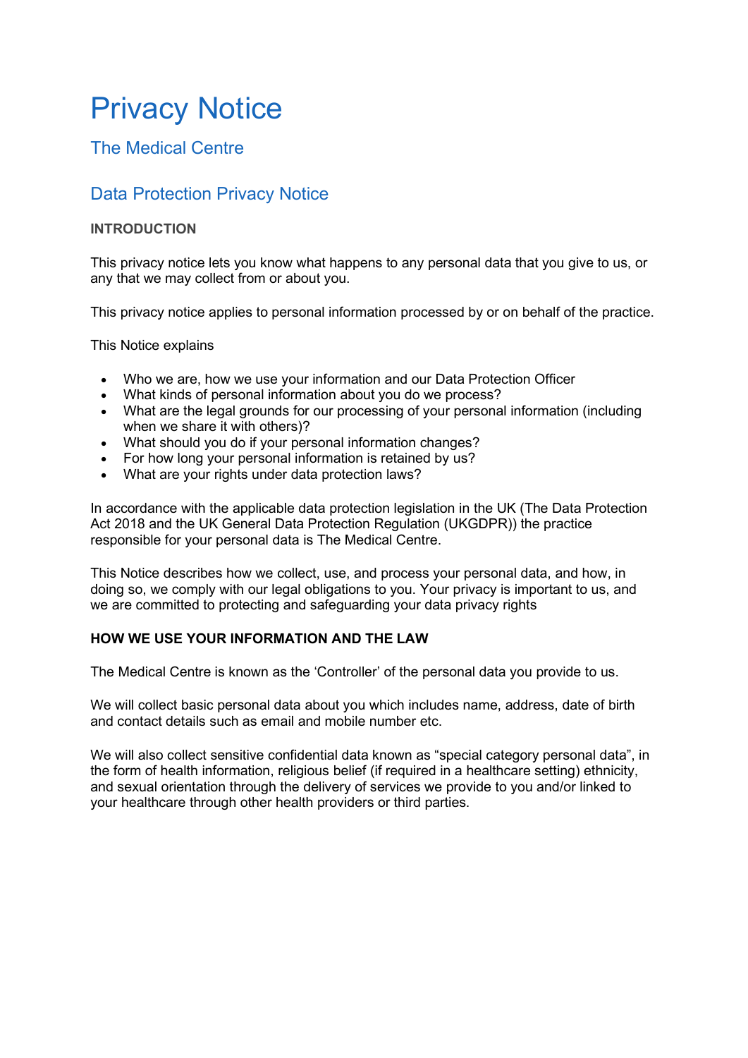# Privacy Notice

## The Medical Centre

## Data Protection Privacy Notice

**INTRODUCTION**

This privacy notice lets you know what happens to any personal data that you give to us, or any that we may collect from or about you.

This privacy notice applies to personal information processed by or on behalf of the practice.

This Notice explains

- Who we are, how we use your information and our Data Protection Officer
- What kinds of personal information about you do we process?
- What are the legal grounds for our processing of your personal information (including when we share it with others)?
- What should you do if your personal information changes?
- For how long your personal information is retained by us?
- What are your rights under data protection laws?

In accordance with the applicable data protection legislation in the UK (The Data Protection Act 2018 and the UK General Data Protection Regulation (UKGDPR)) the practice responsible for your personal data is The Medical Centre.

This Notice describes how we collect, use, and process your personal data, and how, in doing so, we comply with our legal obligations to you. Your privacy is important to us, and we are committed to protecting and safeguarding your data privacy rights

**HOW WE USE YOUR INFORMATION AND THE LAW**

The Medical Centre is known as the 'Controller' of the personal data you provide to us.

We will collect basic personal data about you which includes name, address, date of birth and contact details such as email and mobile number etc.

We will also collect sensitive confidential data known as "special category personal data", in the form of health information, religious belief (if required in a healthcare setting) ethnicity, and sexual orientation through the delivery of services we provide to you and/or linked to your healthcare through other health providers or third parties.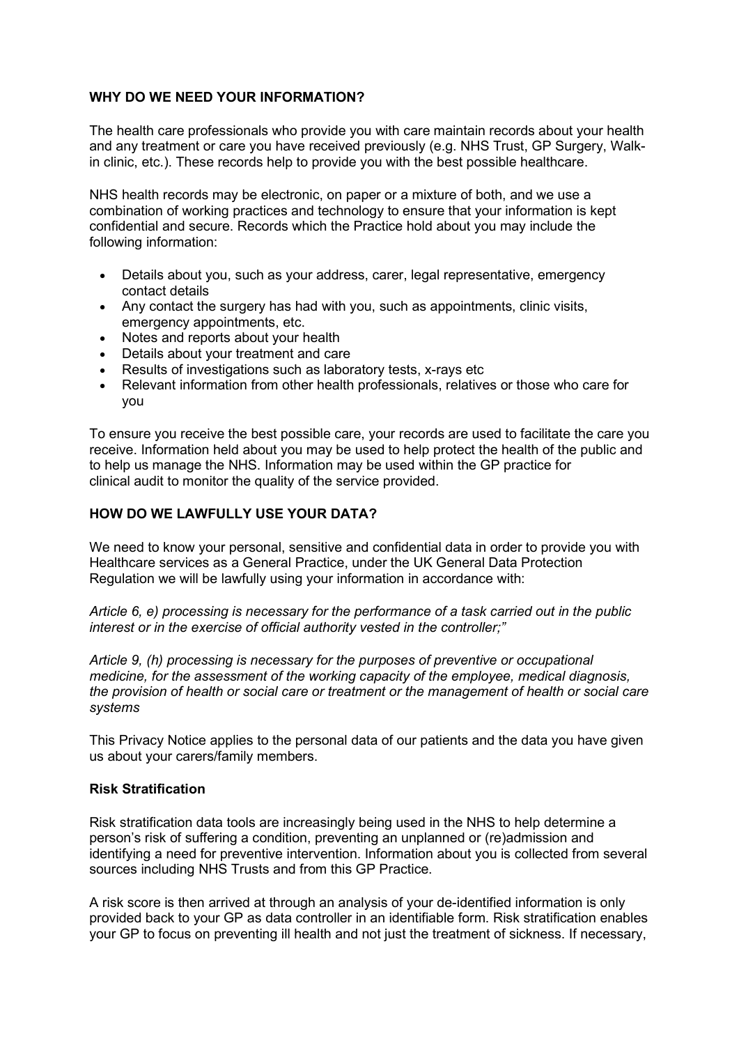## WHY DO WE NEED YOUR INFORMATION?

The health care professionals who provide you with care maintain records about your health and any treatment or care you have received previously (e.g. NHS Trust, GP Surgery, Walk-in clinic, etc.). These records help to provide you with the best possible healthcare.

NHS health records may be electronic, on paper or a mixture of both, and we use a combination of working practices and technology to ensure that your information is kept confidential and secure. Records which the Practice hold about you may include the following information:

- Details about you, such as your address, carer, legal representative, emergency contact details
- Any contact the surgery has had with you, such as appointments, clinic visits, emergency appointments, etc.
- Notes and reports about your health
- Details about your treatment and care
- Results of investigations such as laboratory tests, x-rays etc
- Relevant information from other health professionals, relatives or those who care for you

To ensure you receive the best possible care, your records are used to facilitate the care you receive. Information held about you may be used to help protect the health of the public and to help us manage the NHS. Information may be used within the GP practice for clinical audit to monitor the quality of the service provided.

## HOW DO WE LAWFULLY USE YOUR DATA?

We need to know your personal, sensitive and confidential data in order to provide you with Healthcare services as a General Practice, under the UK General Data Protection Regulation we will be lawfully using your information in accordance with:

*Article 6, e) processing is necessary for the performance of a task carried out in the public interest or in the exercise of official authority vested in the controller;"*

*Article 9, (h) processing is necessary for the purposes of preventive or occupational medicine, for the assessment of the working capacity of the employee, medical diagnosis, the provision of health or social care or treatment or the management of health or social care systems*

This Privacy Notice applies to the personal data of our patients and the data you have given us about your carers/family members.

### Risk Stratification

Risk stratification data tools are increasingly being used in the NHS to help determine a person's risk of suffering a condition, preventing an unplanned or (re)admission and identifying a need for preventive intervention. Information about you is collected from several sources including NHS Trusts and from this GP Practice.

A risk score is then arrived at through an analysis of your de-identified information is only provided back to your GP as data controller in an identifiable form. Risk stratification enables your GP to focus on preventing ill health and not just the treatment of sickness. If necessary,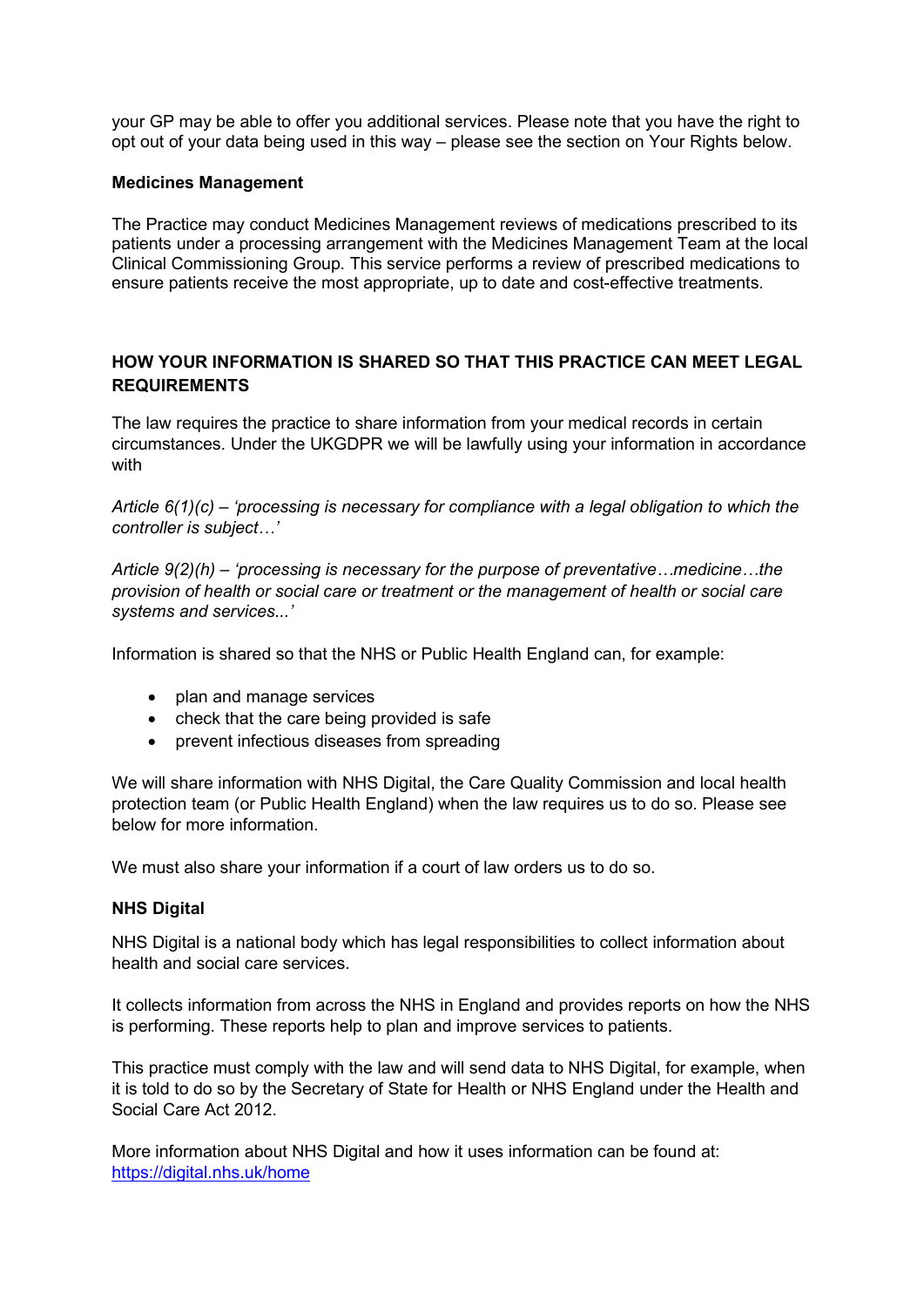your GP may be able to offer you additional services. Please note that you have the right to opt out of your data being used in this way – please see the section on Your Rights below.

**Medicines Management**

The Practice may conduct Medicines Management reviews of medications prescribed to its patients under a processing arrangement with the Medicines Management Team at the local Clinical Commissioning Group. This service performs a review of prescribed medications to ensure patients receive the most appropriate, up to date and cost-effective treatments.

**HOW YOUR INFORMATION IS SHARED SO THAT THIS PRACTICE CAN MEET LEGAL REQUIREMENTS**

The law requires the practice to share information from your medical records in certain circumstances. Under the UKGDPR we will be lawfully using your information in accordance with

*Article 6(1)(c) – 'processing is necessary for compliance with a legal obligation to which the controller is subject…'*

*Article 9(2)(h) – 'processing is necessary for the purpose of preventative…medicine…the provision of health or social care or treatment or the management of health or social care systems and services...'*

Information is shared so that the NHS or Public Health England can, for example:

- plan and manage services
- check that the care being provided is safe
- prevent infectious diseases from spreading

We will share information with NHS Digital, the Care Quality Commission and local health protection team (or Public Health England) when the law requires us to do so. Please see below for more information.

We must also share your information if a court of law orders us to do so.

**NHS Digital**

NHS Digital is a national body which has legal responsibilities to collect information about health and social care services.

It collects information from across the NHS in England and provides reports on how the NHS is performing. These reports help to plan and improve services to patients.

This practice must comply with the law and will send data to NHS Digital, for example, when it is told to do so by the Secretary of State for Health or NHS England under the Health and Social Care Act 2012.

More information about NHS Digital and how it uses information can be found at: https://digital.nhs.uk/home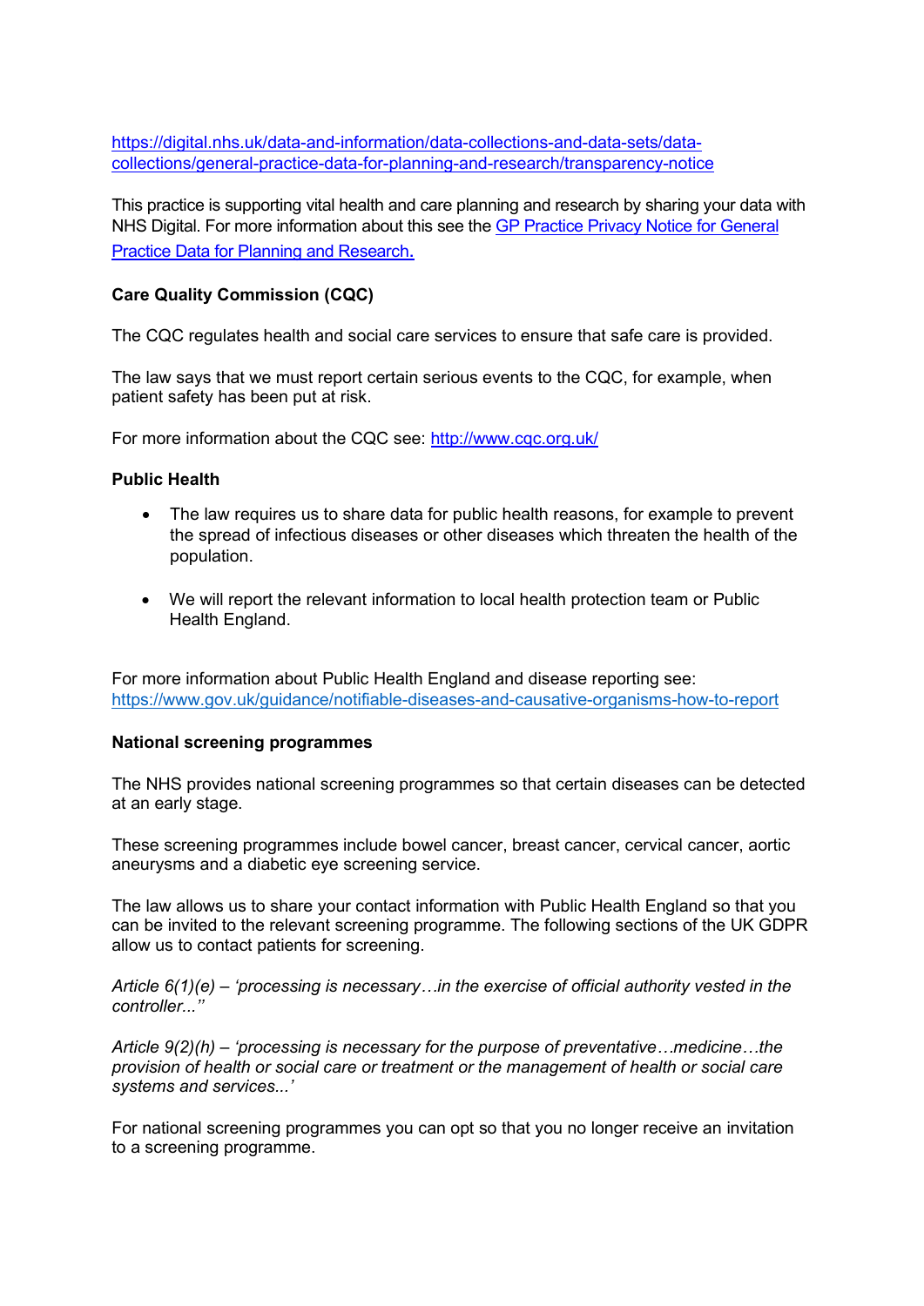https://digital.nhs.uk/data-and-information/data-collections-and-data-sets/data-collections/general-practice-data-for-planning-and-research/transparency-notice

This practice is supporting vital health and care planning and research by sharing your data with NHS Digital. For more information about this see the [GP Practice Privacy Notice for General Practice Data for Planning and Research.](#)

**Care Quality Commission (CQC)**

The CQC regulates health and social care services to ensure that safe care is provided.

The law says that we must report certain serious events to the CQC, for example, when patient safety has been put at risk.

For more information about the CQC see: http://www.cqc.org.uk/

**Public Health**

- The law requires us to share data for public health reasons, for example to prevent the spread of infectious diseases or other diseases which threaten the health of the population.

- We will report the relevant information to local health protection team or Public Health England.

For more information about Public Health England and disease reporting see: https://www.gov.uk/guidance/notifiable-diseases-and-causative-organisms-how-to-report

**National screening programmes**

The NHS provides national screening programmes so that certain diseases can be detected at an early stage.

These screening programmes include bowel cancer, breast cancer, cervical cancer, aortic aneurysms and a diabetic eye screening service.

The law allows us to share your contact information with Public Health England so that you can be invited to the relevant screening programme. The following sections of the UK GDPR allow us to contact patients for screening.

*Article 6(1)(e) – 'processing is necessary…in the exercise of official authority vested in the controller...''*

*Article 9(2)(h) – 'processing is necessary for the purpose of preventative…medicine…the provision of health or social care or treatment or the management of health or social care systems and services...'*

For national screening programmes you can opt so that you no longer receive an invitation to a screening programme.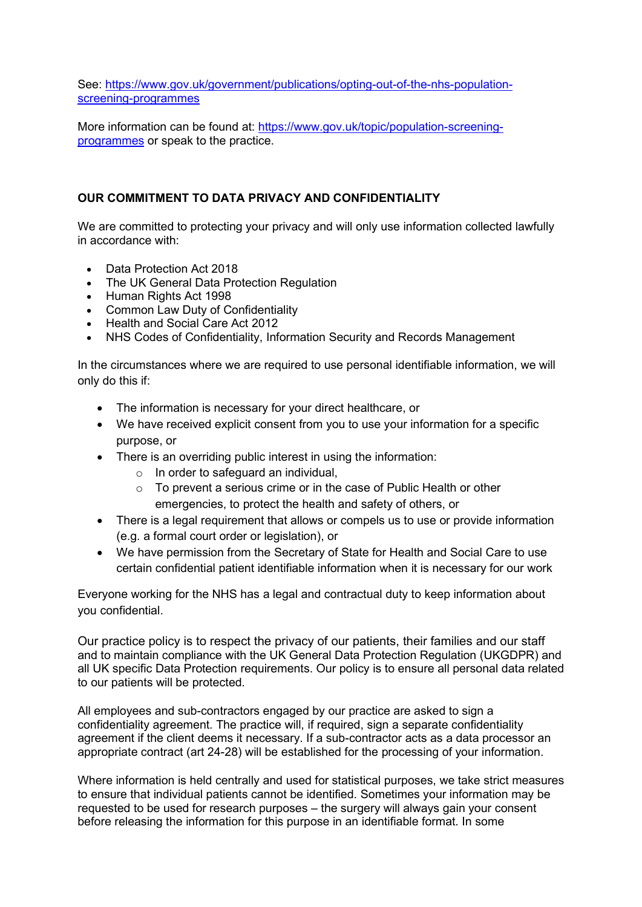See: [https://www.gov.uk/government/publications/opting-out-of-the-nhs-population-screening-programmes](https://www.gov.uk/government/publications/opting-out-of-the-nhs-population-screening-programmes)

More information can be found at: [https://www.gov.uk/topic/population-screening-programmes](https://www.gov.uk/topic/population-screening-programmes) or speak to the practice.

**OUR COMMITMENT TO DATA PRIVACY AND CONFIDENTIALITY**

We are committed to protecting your privacy and will only use information collected lawfully in accordance with:

- Data Protection Act 2018
- The UK General Data Protection Regulation
- Human Rights Act 1998
- Common Law Duty of Confidentiality
- Health and Social Care Act 2012
- NHS Codes of Confidentiality, Information Security and Records Management

In the circumstances where we are required to use personal identifiable information, we will only do this if:

- The information is necessary for your direct healthcare, or
- We have received explicit consent from you to use your information for a specific purpose, or
- There is an overriding public interest in using the information:
  - In order to safeguard an individual,
  - To prevent a serious crime or in the case of Public Health or other emergencies, to protect the health and safety of others, or
- There is a legal requirement that allows or compels us to use or provide information (e.g. a formal court order or legislation), or
- We have permission from the Secretary of State for Health and Social Care to use certain confidential patient identifiable information when it is necessary for our work

Everyone working for the NHS has a legal and contractual duty to keep information about you confidential.

Our practice policy is to respect the privacy of our patients, their families and our staff and to maintain compliance with the UK General Data Protection Regulation (UKGDPR) and all UK specific Data Protection requirements. Our policy is to ensure all personal data related to our patients will be protected.

All employees and sub-contractors engaged by our practice are asked to sign a confidentiality agreement. The practice will, if required, sign a separate confidentiality agreement if the client deems it necessary. If a sub-contractor acts as a data processor an appropriate contract (art 24-28) will be established for the processing of your information.

Where information is held centrally and used for statistical purposes, we take strict measures to ensure that individual patients cannot be identified. Sometimes your information may be requested to be used for research purposes – the surgery will always gain your consent before releasing the information for this purpose in an identifiable format. In some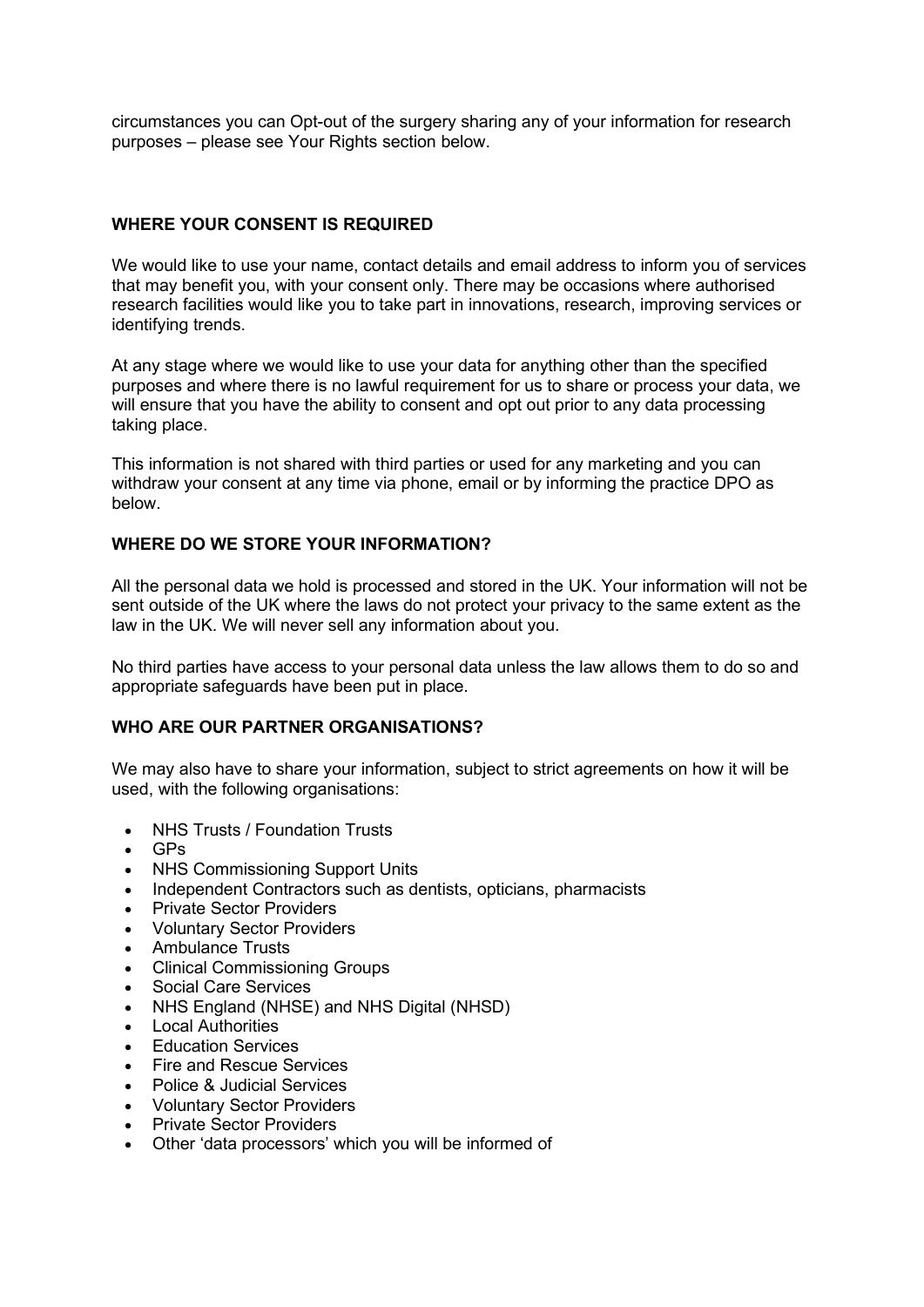circumstances you can Opt-out of the surgery sharing any of your information for research purposes – please see Your Rights section below.

## WHERE YOUR CONSENT IS REQUIRED

We would like to use your name, contact details and email address to inform you of services that may benefit you, with your consent only. There may be occasions where authorised research facilities would like you to take part in innovations, research, improving services or identifying trends.

At any stage where we would like to use your data for anything other than the specified purposes and where there is no lawful requirement for us to share or process your data, we will ensure that you have the ability to consent and opt out prior to any data processing taking place.

This information is not shared with third parties or used for any marketing and you can withdraw your consent at any time via phone, email or by informing the practice DPO as below.

## WHERE DO WE STORE YOUR INFORMATION?

All the personal data we hold is processed and stored in the UK. Your information will not be sent outside of the UK where the laws do not protect your privacy to the same extent as the law in the UK. We will never sell any information about you.

No third parties have access to your personal data unless the law allows them to do so and appropriate safeguards have been put in place.

## WHO ARE OUR PARTNER ORGANISATIONS?

We may also have to share your information, subject to strict agreements on how it will be used, with the following organisations:

- NHS Trusts / Foundation Trusts
- GPs
- NHS Commissioning Support Units
- Independent Contractors such as dentists, opticians, pharmacists
- Private Sector Providers
- Voluntary Sector Providers
- Ambulance Trusts
- Clinical Commissioning Groups
- Social Care Services
- NHS England (NHSE) and NHS Digital (NHSD)
- Local Authorities
- Education Services
- Fire and Rescue Services
- Police & Judicial Services
- Voluntary Sector Providers
- Private Sector Providers
- Other 'data processors' which you will be informed of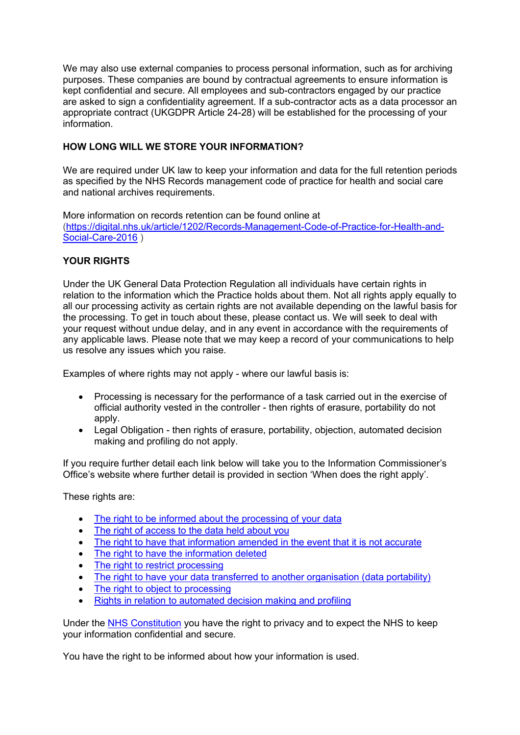We may also use external companies to process personal information, such as for archiving purposes. These companies are bound by contractual agreements to ensure information is kept confidential and secure. All employees and sub-contractors engaged by our practice are asked to sign a confidentiality agreement. If a sub-contractor acts as a data processor an appropriate contract (UKGDPR Article 24-28) will be established for the processing of your information.

**HOW LONG WILL WE STORE YOUR INFORMATION?**

We are required under UK law to keep your information and data for the full retention periods as specified by the NHS Records management code of practice for health and social care and national archives requirements.

More information on records retention can be found online at ([https://digital.nhs.uk/article/1202/Records-Management-Code-of-Practice-for-Health-and-Social-Care-2016](https://digital.nhs.uk/article/1202/Records-Management-Code-of-Practice-for-Health-and-Social-Care-2016) )

**YOUR RIGHTS**

Under the UK General Data Protection Regulation all individuals have certain rights in relation to the information which the Practice holds about them. Not all rights apply equally to all our processing activity as certain rights are not available depending on the lawful basis for the processing. To get in touch about these, please contact us. We will seek to deal with your request without undue delay, and in any event in accordance with the requirements of any applicable laws. Please note that we may keep a record of your communications to help us resolve any issues which you raise.

Examples of where rights may not apply - where our lawful basis is:

- Processing is necessary for the performance of a task carried out in the exercise of official authority vested in the controller - then rights of erasure, portability do not apply.
- Legal Obligation - then rights of erasure, portability, objection, automated decision making and profiling do not apply.

If you require further detail each link below will take you to the Information Commissioner's Office's website where further detail is provided in section 'When does the right apply'.

These rights are:

- The right to be informed about the processing of your data
- The right of access to the data held about you
- The right to have that information amended in the event that it is not accurate
- The right to have the information deleted
- The right to restrict processing
- The right to have your data transferred to another organisation (data portability)
- The right to object to processing
- Rights in relation to automated decision making and profiling

Under the NHS Constitution you have the right to privacy and to expect the NHS to keep your information confidential and secure.

You have the right to be informed about how your information is used.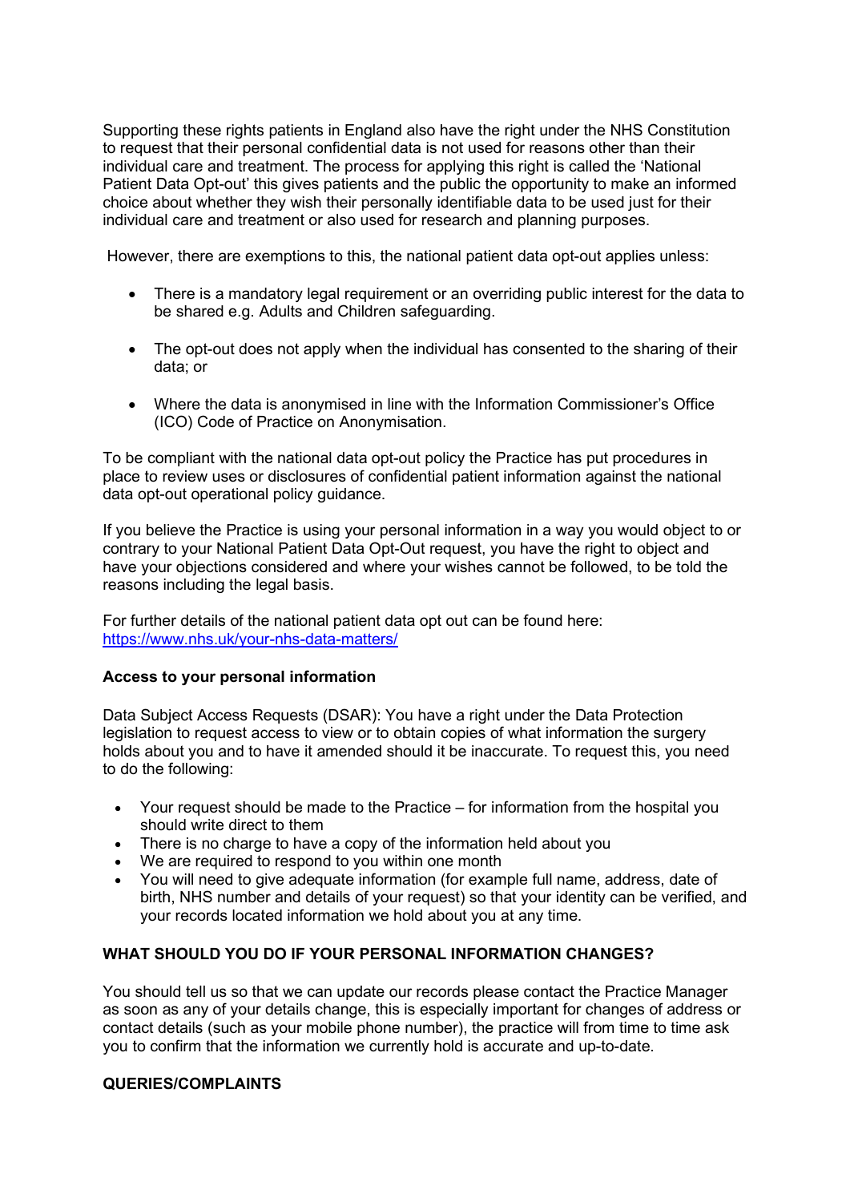Supporting these rights patients in England also have the right under the NHS Constitution to request that their personal confidential data is not used for reasons other than their individual care and treatment. The process for applying this right is called the 'National Patient Data Opt-out' this gives patients and the public the opportunity to make an informed choice about whether they wish their personally identifiable data to be used just for their individual care and treatment or also used for research and planning purposes.

However, there are exemptions to this, the national patient data opt-out applies unless:

- There is a mandatory legal requirement or an overriding public interest for the data to be shared e.g. Adults and Children safeguarding.
- The opt-out does not apply when the individual has consented to the sharing of their data; or
- Where the data is anonymised in line with the Information Commissioner's Office (ICO) Code of Practice on Anonymisation.

To be compliant with the national data opt-out policy the Practice has put procedures in place to review uses or disclosures of confidential patient information against the national data opt-out operational policy guidance.

If you believe the Practice is using your personal information in a way you would object to or contrary to your National Patient Data Opt-Out request, you have the right to object and have your objections considered and where your wishes cannot be followed, to be told the reasons including the legal basis.

For further details of the national patient data opt out can be found here: https://www.nhs.uk/your-nhs-data-matters/

**Access to your personal information**

Data Subject Access Requests (DSAR): You have a right under the Data Protection legislation to request access to view or to obtain copies of what information the surgery holds about you and to have it amended should it be inaccurate. To request this, you need to do the following:

- Your request should be made to the Practice – for information from the hospital you should write direct to them
- There is no charge to have a copy of the information held about you
- We are required to respond to you within one month
- You will need to give adequate information (for example full name, address, date of birth, NHS number and details of your request) so that your identity can be verified, and your records located information we hold about you at any time.

**WHAT SHOULD YOU DO IF YOUR PERSONAL INFORMATION CHANGES?**

You should tell us so that we can update our records please contact the Practice Manager as soon as any of your details change, this is especially important for changes of address or contact details (such as your mobile phone number), the practice will from time to time ask you to confirm that the information we currently hold is accurate and up-to-date.

**QUERIES/COMPLAINTS**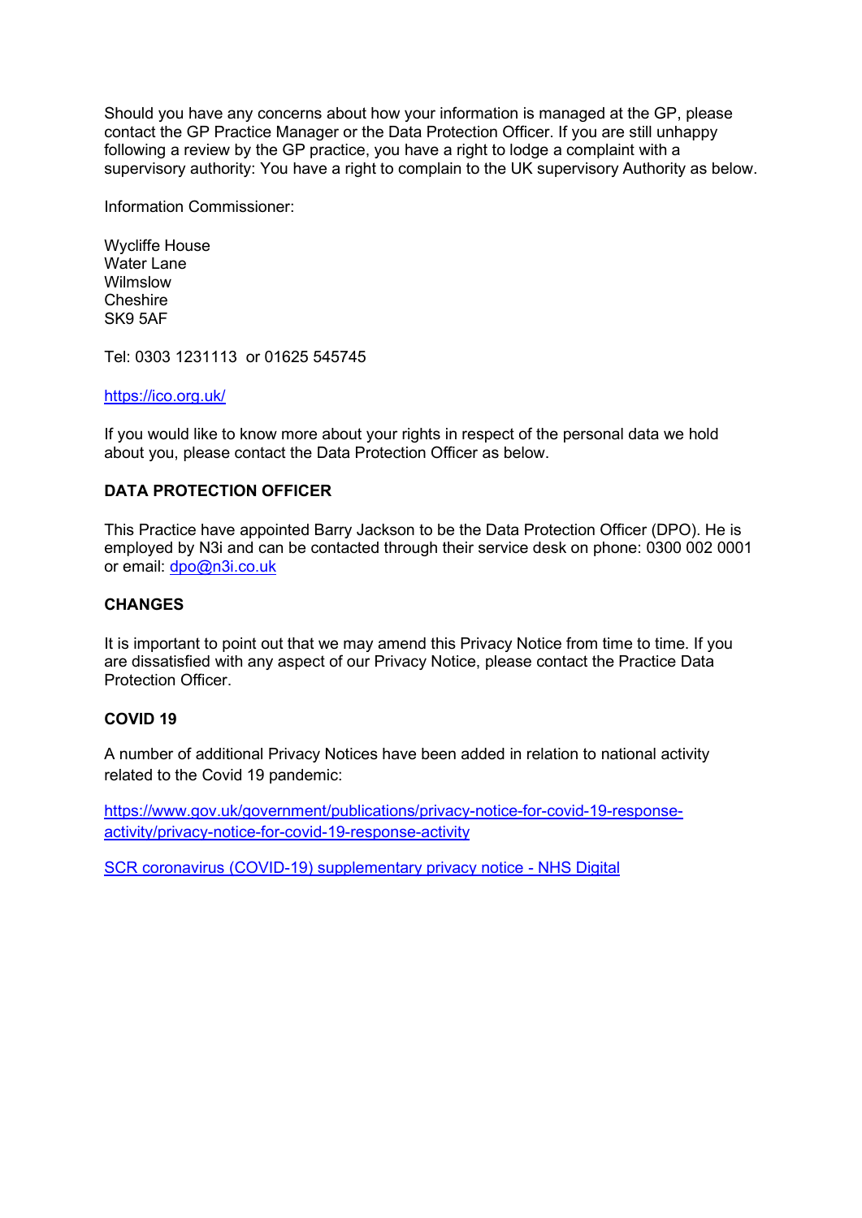Should you have any concerns about how your information is managed at the GP, please contact the GP Practice Manager or the Data Protection Officer. If you are still unhappy following a review by the GP practice, you have a right to lodge a complaint with a supervisory authority: You have a right to complain to the UK supervisory Authority as below.

Information Commissioner:

Wycliffe House
Water Lane
Wilmslow
Cheshire
SK9 5AF

Tel: 0303 1231113 or 01625 545745

[https://ico.org.uk/](https://ico.org.uk/)

If you would like to know more about your rights in respect of the personal data we hold about you, please contact the Data Protection Officer as below.

**DATA PROTECTION OFFICER**

This Practice have appointed Barry Jackson to be the Data Protection Officer (DPO). He is employed by N3i and can be contacted through their service desk on phone: 0300 002 0001 or email: [dpo@n3i.co.uk](mailto:dpo@n3i.co.uk)

**CHANGES**

It is important to point out that we may amend this Privacy Notice from time to time. If you are dissatisfied with any aspect of our Privacy Notice, please contact the Practice Data Protection Officer.

**COVID 19**

A number of additional Privacy Notices have been added in relation to national activity related to the Covid 19 pandemic:

[https://www.gov.uk/government/publications/privacy-notice-for-covid-19-response-activity/privacy-notice-for-covid-19-response-activity](https://www.gov.uk/government/publications/privacy-notice-for-covid-19-response-activity/privacy-notice-for-covid-19-response-activity)

SCR coronavirus (COVID-19) supplementary privacy notice - NHS Digital